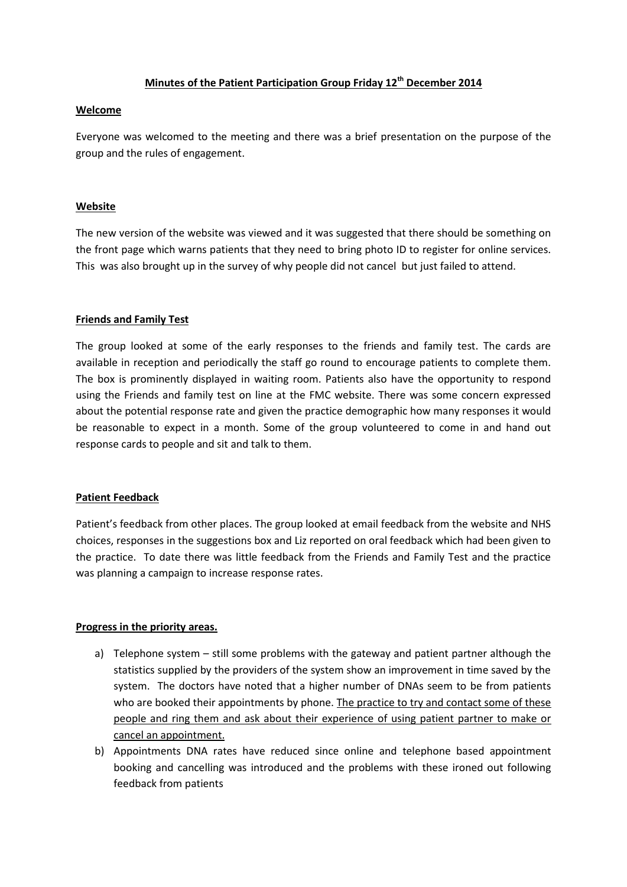# Minutes of the Patient Participation Group Friday 12th December 2014

## Welcome

Everyone was welcomed to the meeting and there was a brief presentation on the purpose of the group and the rules of engagement.

## Website

The new version of the website was viewed and it was suggested that there should be something on the front page which warns patients that they need to bring photo ID to register for online services. This was also brought up in the survey of why people did not cancel but just failed to attend.

## Friends and Family Test

The group looked at some of the early responses to the friends and family test. The cards are available in reception and periodically the staff go round to encourage patients to complete them. The box is prominently displayed in waiting room. Patients also have the opportunity to respond using the Friends and family test on line at the FMC website. There was some concern expressed about the potential response rate and given the practice demographic how many responses it would be reasonable to expect in a month. Some of the group volunteered to come in and hand out response cards to people and sit and talk to them.

## Patient Feedback

Patient's feedback from other places. The group looked at email feedback from the website and NHS choices, responses in the suggestions box and Liz reported on oral feedback which had been given to the practice. To date there was little feedback from the Friends and Family Test and the practice was planning a campaign to increase response rates.

## Progress in the priority areas.

a) Telephone system – still some problems with the gateway and patient partner although the statistics supplied by the providers of the system show an improvement in time saved by the system. The doctors have noted that a higher number of DNAs seem to be from patients who are booked their appointments by phone. <u>The practice to try and contact some of these people and ring them and ask about their experience of using patient partner to make or cancel an appointment.</u>

b) Appointments DNA rates have reduced since online and telephone based appointment booking and cancelling was introduced and the problems with these ironed out following feedback from patients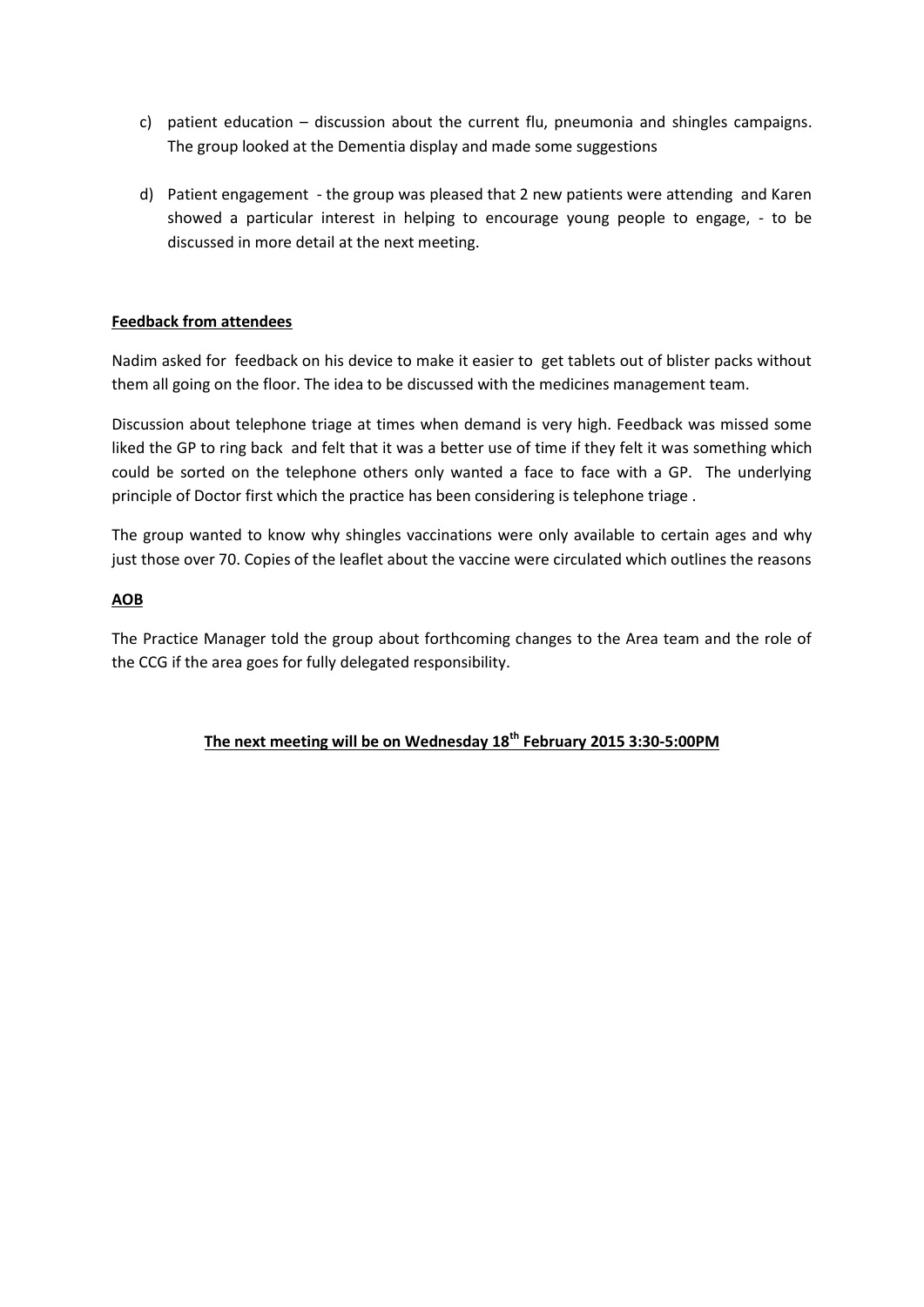c) patient education – discussion about the current flu, pneumonia and shingles campaigns. The group looked at the Dementia display and made some suggestions

d) Patient engagement - the group was pleased that 2 new patients were attending and Karen showed a particular interest in helping to encourage young people to engage, - to be discussed in more detail at the next meeting.

**Feedback from attendees**

Nadim asked for feedback on his device to make it easier to get tablets out of blister packs without them all going on the floor. The idea to be discussed with the medicines management team.

Discussion about telephone triage at times when demand is very high. Feedback was missed some liked the GP to ring back and felt that it was a better use of time if they felt it was something which could be sorted on the telephone others only wanted a face to face with a GP. The underlying principle of Doctor first which the practice has been considering is telephone triage .

The group wanted to know why shingles vaccinations were only available to certain ages and why just those over 70. Copies of the leaflet about the vaccine were circulated which outlines the reasons

**AOB**

The Practice Manager told the group about forthcoming changes to the Area team and the role of the CCG if the area goes for fully delegated responsibility.

**The next meeting will be on Wednesday 18th February 2015 3:30-5:00PM**